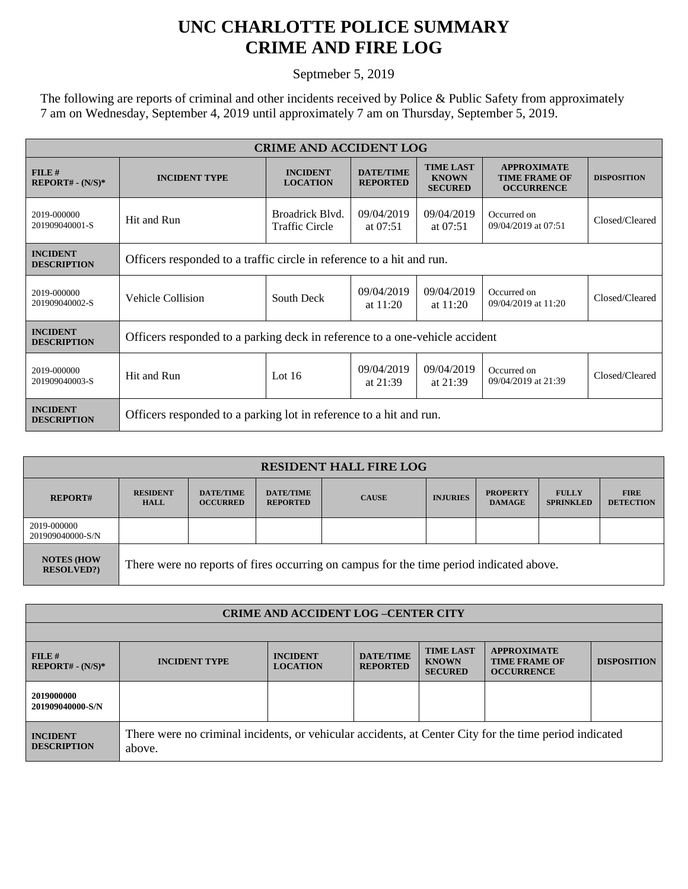# UNC CHARLOTTE POLICE SUMMARY
# CRIME AND FIRE LOG

Septmeber 5, 2019

The following are reports of criminal and other incidents received by Police & Public Safety from approximately 7 am on Wednesday, September 4, 2019 until approximately 7 am on Thursday, September 5, 2019.

| CRIME AND ACCIDENT LOG | | | | | | |
|---|---|---|---|---|---|---|
| **FILE # REPORT# - (N/S)*** | **INCIDENT TYPE** | **INCIDENT LOCATION** | **DATE/TIME REPORTED** | **TIME LAST KNOWN SECURED** | **APPROXIMATE TIME FRAME OF OCCURRENCE** | **DISPOSITION** |
| 2019-000000 201909040001-S | Hit and Run | Broadrick Blvd. Traffic Circle | 09/04/2019 at 07:51 | 09/04/2019 at 07:51 | Occurred on 09/04/2019 at 07:51 | Closed/Cleared |
| **INCIDENT DESCRIPTION** | Officers responded to a traffic circle in reference to a hit and run. | | | | | |
| 2019-000000 201909040002-S | Vehicle Collision | South Deck | 09/04/2019 at 11:20 | 09/04/2019 at 11:20 | Occurred on 09/04/2019 at 11:20 | Closed/Cleared |
| **INCIDENT DESCRIPTION** | Officers responded to a parking deck in reference to a one-vehicle accident | | | | | |
| 2019-000000 201909040003-S | Hit and Run | Lot 16 | 09/04/2019 at 21:39 | 09/04/2019 at 21:39 | Occurred on 09/04/2019 at 21:39 | Closed/Cleared |
| **INCIDENT DESCRIPTION** | Officers responded to a parking lot in reference to a hit and run. | | | | | |

| RESIDENT HALL FIRE LOG | | | | | | | | |
|---|---|---|---|---|---|---|---|---|
| **REPORT#** | **RESIDENT HALL** | **DATE/TIME OCCURRED** | **DATE/TIME REPORTED** | **CAUSE** | **INJURIES** | **PROPERTY DAMAGE** | **FULLY SPRINKLED** | **FIRE DETECTION** |
| 2019-000000 201909040000-S/N | | | | | | | | |
| **NOTES (HOW RESOLVED?)** | There were no reports of fires occurring on campus for the time period indicated above. | | | | | | | |

| CRIME AND ACCIDENT LOG –CENTER CITY | | | | | | |
|---|---|---|---|---|---|---|
| **FILE # REPORT# - (N/S)*** | **INCIDENT TYPE** | **INCIDENT LOCATION** | **DATE/TIME REPORTED** | **TIME LAST KNOWN SECURED** | **APPROXIMATE TIME FRAME OF OCCURRENCE** | **DISPOSITION** |
| **2019000000 201909040000-S/N** | | | | | | |
| **INCIDENT DESCRIPTION** | There were no criminal incidents, or vehicular accidents, at Center City for the time period indicated above. | | | | | |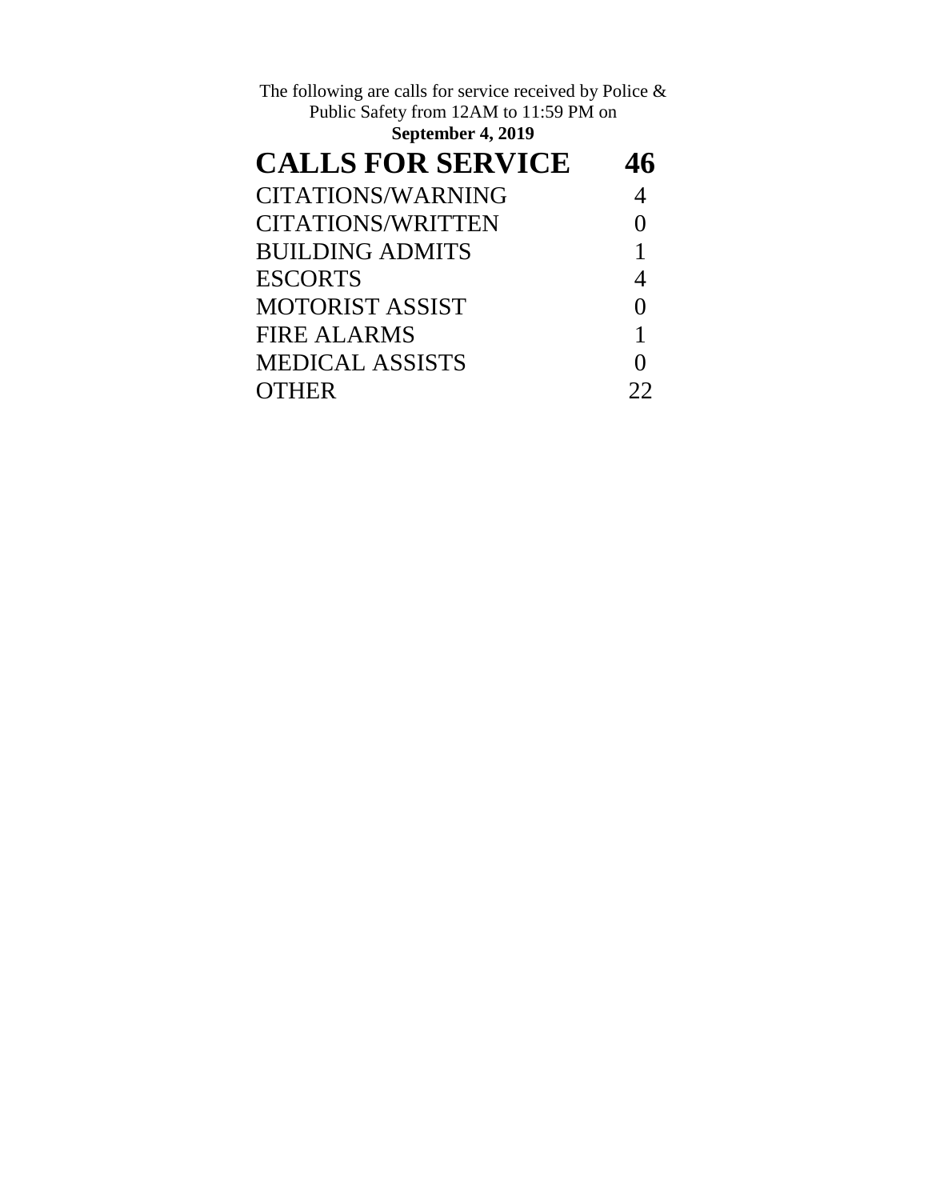The following are calls for service received by Police & Public Safety from 12AM to 11:59 PM on

**September 4, 2019**

| | |
|---|---|
| **CALLS FOR SERVICE** | **46** |
| CITATIONS/WARNING | 4 |
| CITATIONS/WRITTEN | 0 |
| BUILDING ADMITS | 1 |
| ESCORTS | 4 |
| MOTORIST ASSIST | 0 |
| FIRE ALARMS | 1 |
| MEDICAL ASSISTS | 0 |
| OTHER | 22 |